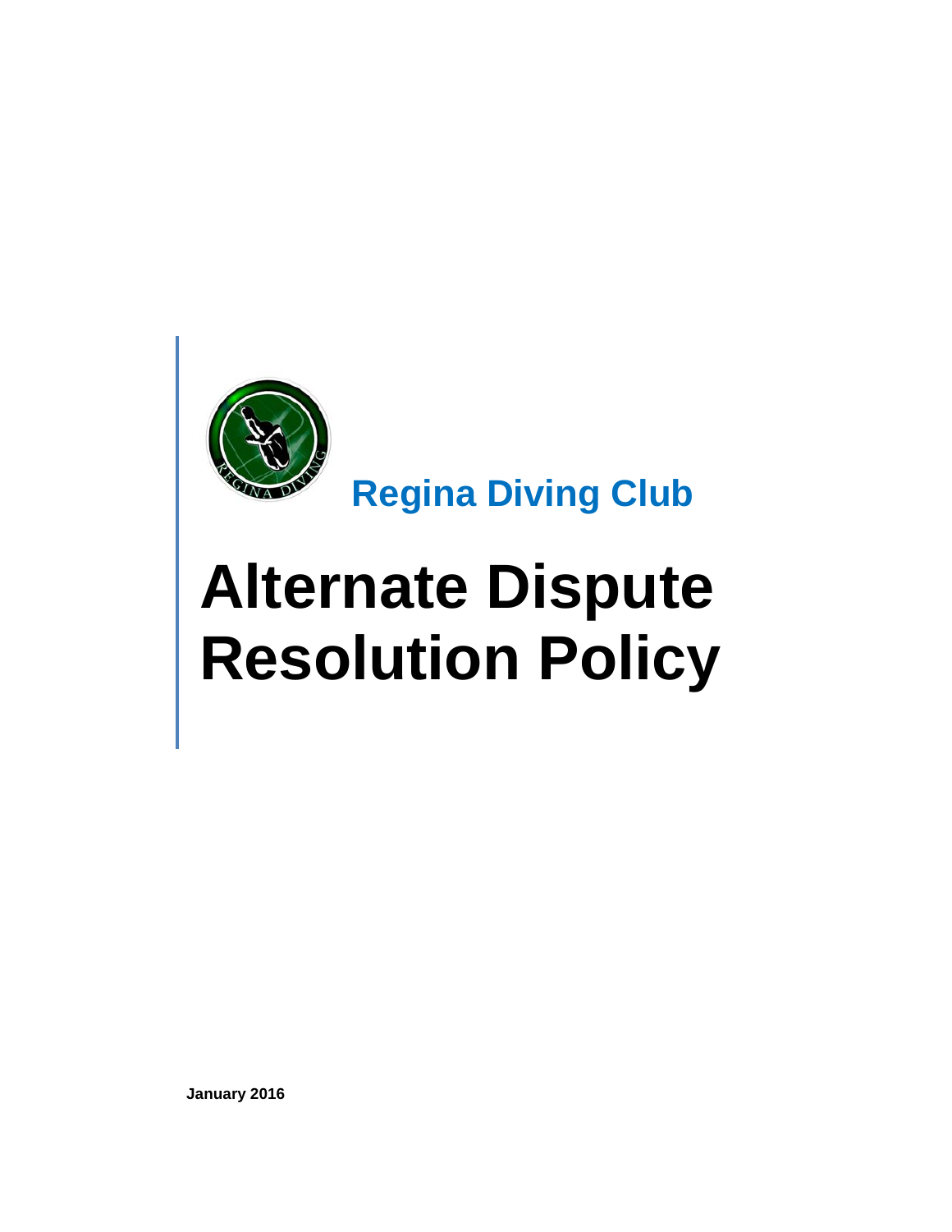Regina Diving Club

# Alternate Dispute Resolution Policy

**January 2016**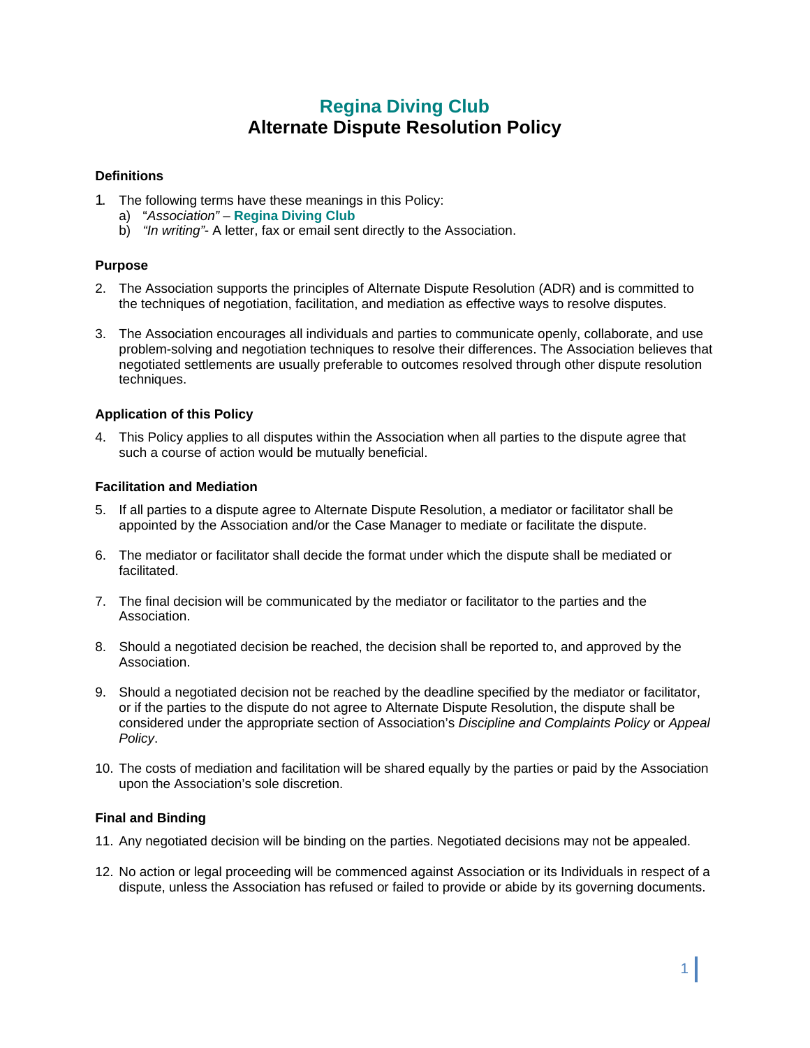# Regina Diving Club
## Alternate Dispute Resolution Policy

### Definitions

1. The following terms have these meanings in this Policy:
   a) "*Association*" – **Regina Diving Club**
   b) *"In writing"*- A letter, fax or email sent directly to the Association.

### Purpose

2. The Association supports the principles of Alternate Dispute Resolution (ADR) and is committed to the techniques of negotiation, facilitation, and mediation as effective ways to resolve disputes.

3. The Association encourages all individuals and parties to communicate openly, collaborate, and use problem-solving and negotiation techniques to resolve their differences. The Association believes that negotiated settlements are usually preferable to outcomes resolved through other dispute resolution techniques.

### Application of this Policy

4. This Policy applies to all disputes within the Association when all parties to the dispute agree that such a course of action would be mutually beneficial.

### Facilitation and Mediation

5. If all parties to a dispute agree to Alternate Dispute Resolution, a mediator or facilitator shall be appointed by the Association and/or the Case Manager to mediate or facilitate the dispute.

6. The mediator or facilitator shall decide the format under which the dispute shall be mediated or facilitated.

7. The final decision will be communicated by the mediator or facilitator to the parties and the Association.

8. Should a negotiated decision be reached, the decision shall be reported to, and approved by the Association.

9. Should a negotiated decision not be reached by the deadline specified by the mediator or facilitator, or if the parties to the dispute do not agree to Alternate Dispute Resolution, the dispute shall be considered under the appropriate section of Association's *Discipline and Complaints Policy* or *Appeal Policy*.

10. The costs of mediation and facilitation will be shared equally by the parties or paid by the Association upon the Association's sole discretion.

### Final and Binding

11. Any negotiated decision will be binding on the parties. Negotiated decisions may not be appealed.

12. No action or legal proceeding will be commenced against Association or its Individuals in respect of a dispute, unless the Association has refused or failed to provide or abide by its governing documents.